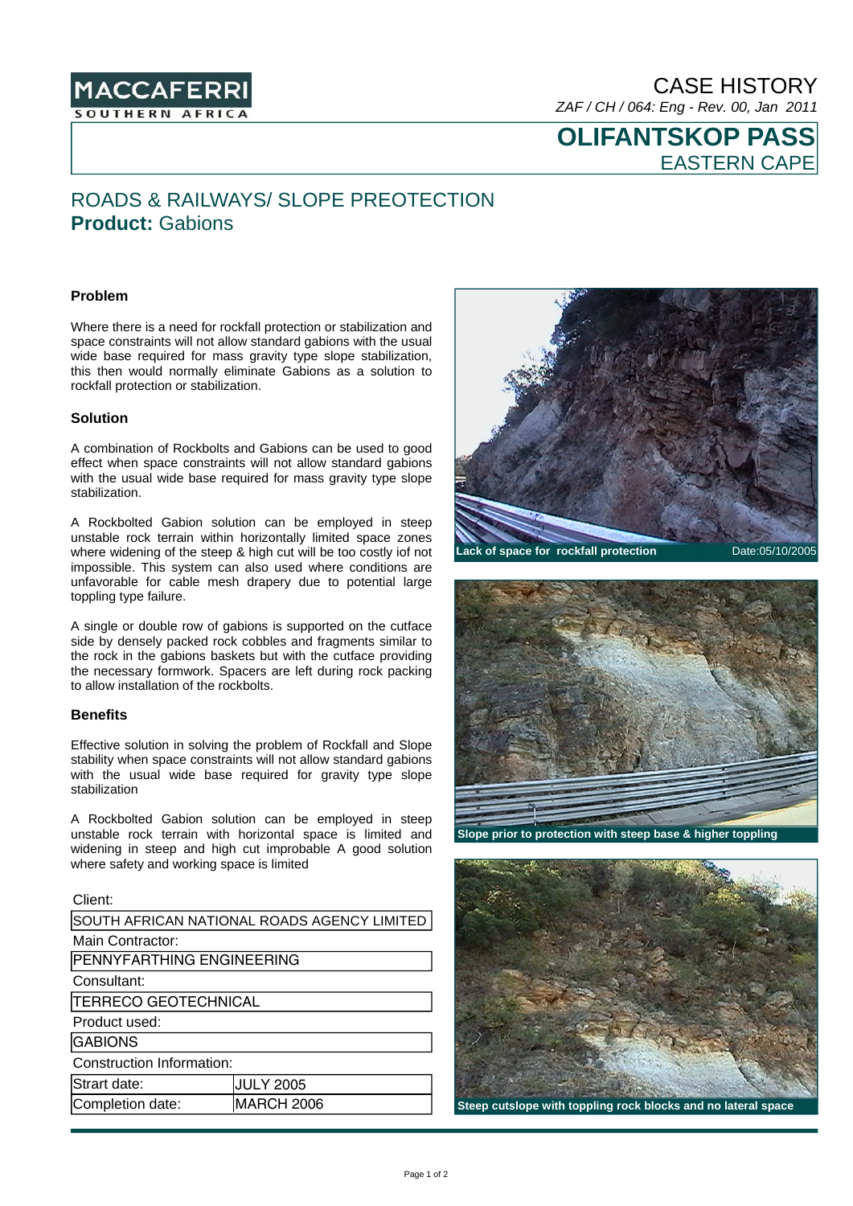MACCAFERRI
SOUTHERN AFRICA

# CASE HISTORY

*ZAF / CH / 064: Eng - Rev. 00, Jan 2011*

# OLIFANTSKOP PASS
EASTERN CAPE

## ROADS & RAILWAYS/ SLOPE PREOTECTION
**Product:** Gabions

### Problem

Where there is a need for rockfall protection or stabilization and space constraints will not allow standard gabions with the usual wide base required for mass gravity type slope stabilization, this then would normally eliminate Gabions as a solution to rockfall protection or stabilization.

### Solution

A combination of Rockbolts and Gabions can be used to good effect when space constraints will not allow standard gabions with the usual wide base required for mass gravity type slope stabilization.

A Rockbolted Gabion solution can be employed in steep unstable rock terrain within horizontally limited space zones where widening of the steep & high cut will be too costly iof not impossible. This system can also used where conditions are unfavorable for cable mesh drapery due to potential large toppling type failure.

A single or double row of gabions is supported on the cutface side by densely packed rock cobbles and fragments similar to the rock in the gabions baskets but with the cutface providing the necessary formwork. Spacers are left during rock packing to allow installation of the rockbolts.

### Benefits

Effective solution in solving the problem of Rockfall and Slope stability when space constraints will not allow standard gabions with the usual wide base required for gravity type slope stabilization

A Rockbolted Gabion solution can be employed in steep unstable rock terrain with horizontal space is limited and widening in steep and high cut improbable A good solution where safety and working space is limited

Client:

SOUTH AFRICAN NATIONAL ROADS AGENCY LIMITED

Main Contractor:

PENNYFARTHING ENGINEERING

Consultant:

TERRECO GEOTECHNICAL

Product used:

GABIONS

Construction Information:

| Strart date: | JULY 2005 |
|---|---|
| Completion date: | MARCH 2006 |

**Lack of space for rockfall protection** Date:05/10/2005

**Slope prior to protection with steep base & higher toppling**

**Steep cutslope with toppling rock blocks and no lateral space**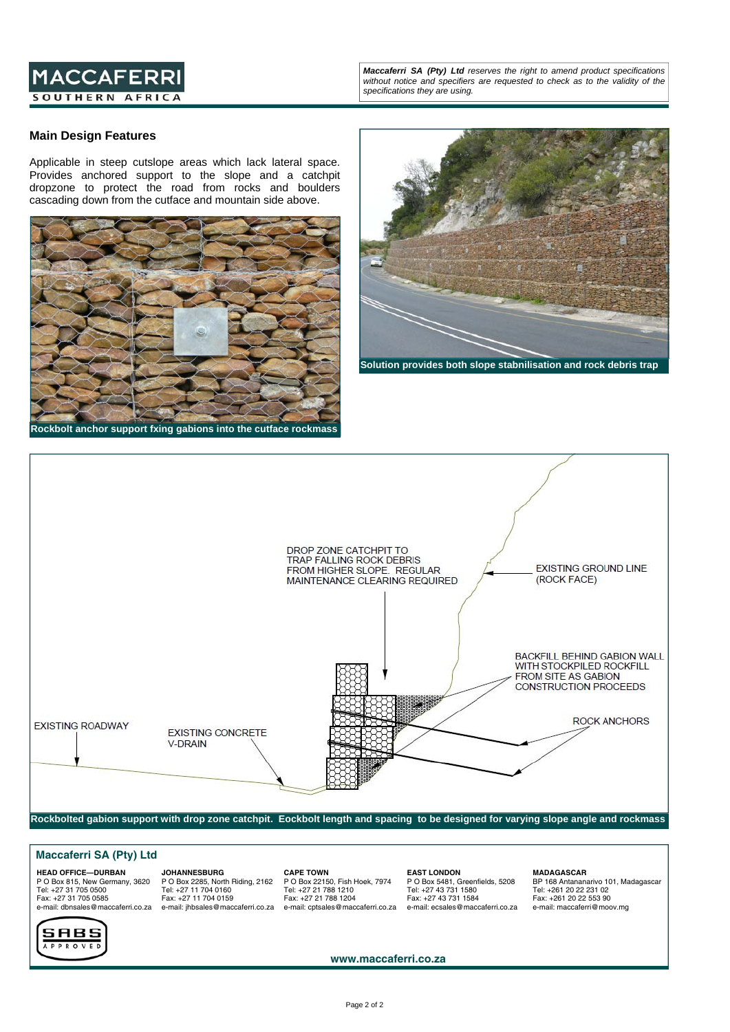**MACCAFERRI**
**SOUTHERN AFRICA**

***Maccaferri SA (Pty) Ltd** reserves the right to amend product specifications without notice and specifiers are requested to check as to the validity of the specifications they are using.*

## Main Design Features

Applicable in steep cutslope areas which lack lateral space. Provides anchored support to the slope and a catchpit dropzone to protect the road from rocks and boulders cascading down from the cutface and mountain side above.

**Rockbolt anchor support fxing gabions into the cutface rockmass**

**Solution provides both slope stabilisation and rock debris trap**

DROP ZONE CATCHPIT TO TRAP FALLING ROCK DEBRIS FROM HIGHER SLOPE. REGULAR MAINTENANCE CLEARING REQUIRED

EXISTING GROUND LINE (ROCK FACE)

BACKFILL BEHIND GABION WALL WITH STOCKPILED ROCKFILL FROM SITE AS GABION CONSTRUCTION PROCEEDS

ROCK ANCHORS

EXISTING ROADWAY

EXISTING CONCRETE V-DRAIN

**Rockbolted gabion support with drop zone catchpit. Eockbolt length and spacing to be designed for varying slope angle and rockmass**

### Maccaferri SA (Pty) Ltd

**HEAD OFFICE—DURBAN**
P O Box 815, New Germany, 3620
Tel: +27 31 705 0500
Fax: +27 31 705 0585
e-mail: dbnsales@maccaferri.co.za

**JOHANNESBURG**
P O Box 2285, North Riding, 2162
Tel: +27 11 704 0160
Fax: +27 11 704 0159
e-mail: jhbsales@maccaferri.co.za

**CAPE TOWN**
P O Box 22150, Fish Hoek, 7974
Tel: +27 21 788 1210
Fax: +27 21 788 1204
e-mail: cptsales@maccaferri.co.za

**EAST LONDON**
P O Box 5481, Greenfields, 5208
Tel: +27 43 731 1580
Fax: +27 43 731 1584
e-mail: ecsales@maccaferri.co.za

**MADAGASCAR**
BP 168 Antananarivo 101, Madagascar
Tel: +261 20 22 231 02
Fax: +261 20 22 553 90
e-mail: maccaferri@moov.mg

SABS APPROVED

**www.maccaferri.co.za**